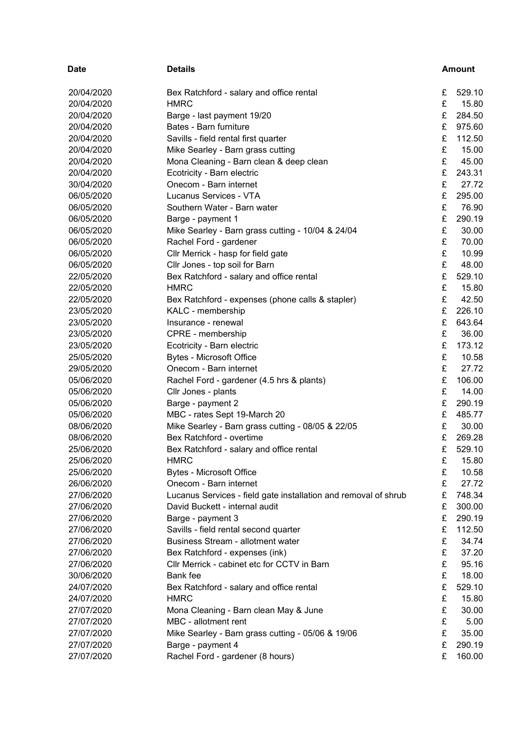| Date | Details | Amount |
| --- | --- | --- |
| 20/04/2020 | Bex Ratchford - salary and office rental | £ 529.10 |
| 20/04/2020 | HMRC | £ 15.80 |
| 20/04/2020 | Barge - last payment 19/20 | £ 284.50 |
| 20/04/2020 | Bates - Barn furniture | £ 975.60 |
| 20/04/2020 | Savills - field rental first quarter | £ 112.50 |
| 20/04/2020 | Mike Searley - Barn grass cutting | £ 15.00 |
| 20/04/2020 | Mona Cleaning - Barn clean & deep clean | £ 45.00 |
| 20/04/2020 | Ecotricity - Barn electric | £ 243.31 |
| 30/04/2020 | Onecom - Barn internet | £ 27.72 |
| 06/05/2020 | Lucanus Services - VTA | £ 295.00 |
| 06/05/2020 | Southern Water - Barn water | £ 76.90 |
| 06/05/2020 | Barge - payment 1 | £ 290.19 |
| 06/05/2020 | Mike Searley - Barn grass cutting - 10/04 & 24/04 | £ 30.00 |
| 06/05/2020 | Rachel Ford - gardener | £ 70.00 |
| 06/05/2020 | Cllr Merrick - hasp for field gate | £ 10.99 |
| 06/05/2020 | Cllr Jones - top soil for Barn | £ 48.00 |
| 22/05/2020 | Bex Ratchford - salary and office rental | £ 529.10 |
| 22/05/2020 | HMRC | £ 15.80 |
| 22/05/2020 | Bex Ratchford - expenses (phone calls & stapler) | £ 42.50 |
| 23/05/2020 | KALC - membership | £ 226.10 |
| 23/05/2020 | Insurance - renewal | £ 643.64 |
| 23/05/2020 | CPRE - membership | £ 36.00 |
| 23/05/2020 | Ecotricity - Barn electric | £ 173.12 |
| 25/05/2020 | Bytes - Microsoft Office | £ 10.58 |
| 29/05/2020 | Onecom - Barn internet | £ 27.72 |
| 05/06/2020 | Rachel Ford - gardener (4.5 hrs & plants) | £ 106.00 |
| 05/06/2020 | Cllr Jones - plants | £ 14.00 |
| 05/06/2020 | Barge - payment 2 | £ 290.19 |
| 05/06/2020 | MBC - rates Sept 19-March 20 | £ 485.77 |
| 08/06/2020 | Mike Searley - Barn grass cutting - 08/05 & 22/05 | £ 30.00 |
| 08/06/2020 | Bex Ratchford - overtime | £ 269.28 |
| 25/06/2020 | Bex Ratchford - salary and office rental | £ 529.10 |
| 25/06/2020 | HMRC | £ 15.80 |
| 25/06/2020 | Bytes - Microsoft Office | £ 10.58 |
| 26/06/2020 | Onecom - Barn internet | £ 27.72 |
| 27/06/2020 | Lucanus Services - field gate installation and removal of shrub | £ 748.34 |
| 27/06/2020 | David Buckett - internal audit | £ 300.00 |
| 27/06/2020 | Barge - payment 3 | £ 290.19 |
| 27/06/2020 | Savills - field rental second quarter | £ 112.50 |
| 27/06/2020 | Business Stream - allotment water | £ 34.74 |
| 27/06/2020 | Bex Ratchford - expenses (ink) | £ 37.20 |
| 27/06/2020 | Cllr Merrick - cabinet etc for CCTV in Barn | £ 95.16 |
| 30/06/2020 | Bank fee | £ 18.00 |
| 24/07/2020 | Bex Ratchford - salary and office rental | £ 529.10 |
| 24/07/2020 | HMRC | £ 15.80 |
| 27/07/2020 | Mona Cleaning - Barn clean May & June | £ 30.00 |
| 27/07/2020 | MBC - allotment rent | £ 5.00 |
| 27/07/2020 | Mike Searley - Barn grass cutting - 05/06 & 19/06 | £ 35.00 |
| 27/07/2020 | Barge - payment 4 | £ 290.19 |
| 27/07/2020 | Rachel Ford - gardener (8 hours) | £ 160.00 |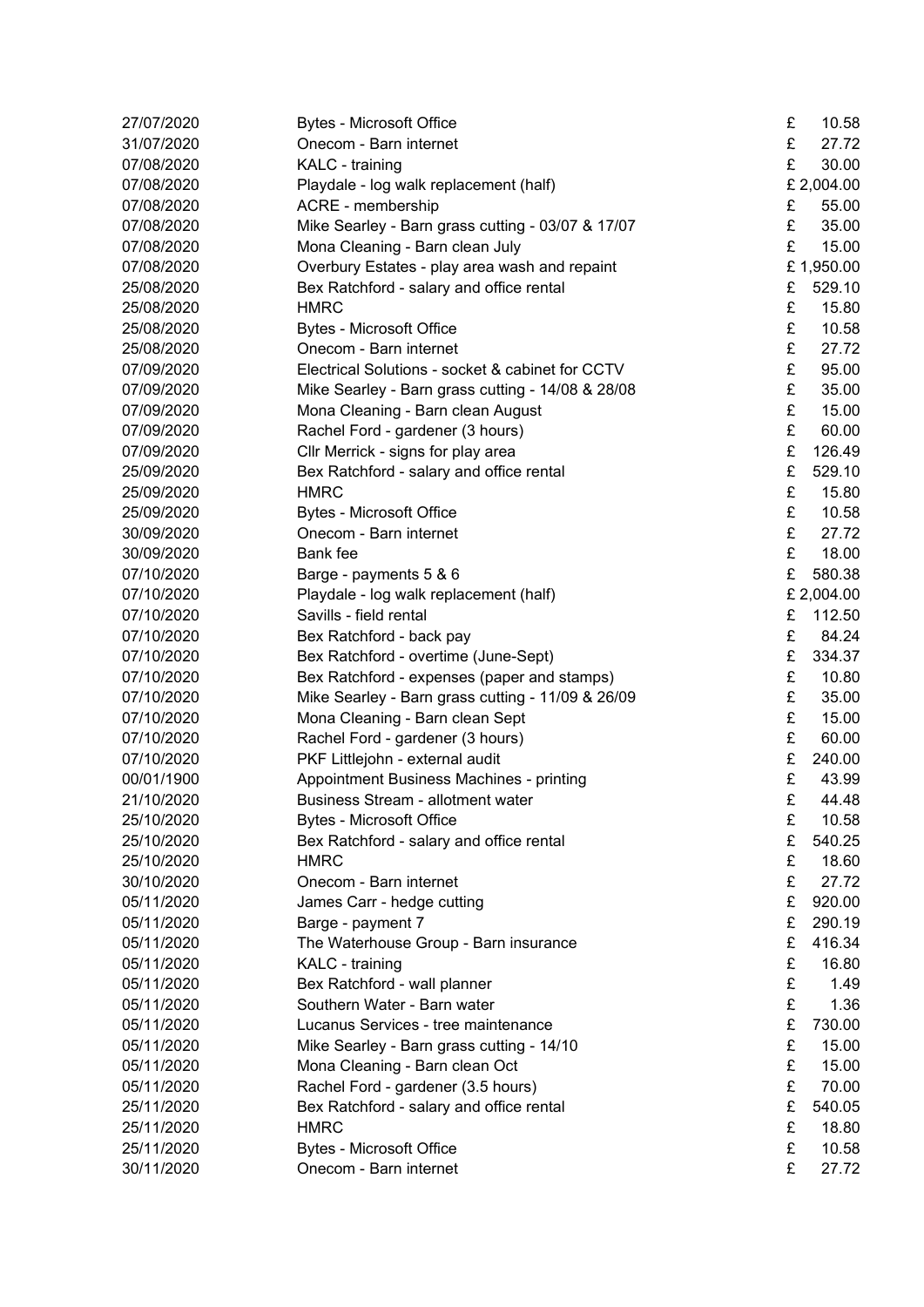| | | |
|---|---|---|
| 27/07/2020 | Bytes - Microsoft Office | £ 10.58 |
| 31/07/2020 | Onecom - Barn internet | £ 27.72 |
| 07/08/2020 | KALC - training | £ 30.00 |
| 07/08/2020 | Playdale - log walk replacement (half) | £ 2,004.00 |
| 07/08/2020 | ACRE - membership | £ 55.00 |
| 07/08/2020 | Mike Searley - Barn grass cutting - 03/07 & 17/07 | £ 35.00 |
| 07/08/2020 | Mona Cleaning - Barn clean July | £ 15.00 |
| 07/08/2020 | Overbury Estates - play area wash and repaint | £ 1,950.00 |
| 25/08/2020 | Bex Ratchford - salary and office rental | £ 529.10 |
| 25/08/2020 | HMRC | £ 15.80 |
| 25/08/2020 | Bytes - Microsoft Office | £ 10.58 |
| 25/08/2020 | Onecom - Barn internet | £ 27.72 |
| 07/09/2020 | Electrical Solutions - socket & cabinet for CCTV | £ 95.00 |
| 07/09/2020 | Mike Searley - Barn grass cutting - 14/08 & 28/08 | £ 35.00 |
| 07/09/2020 | Mona Cleaning - Barn clean August | £ 15.00 |
| 07/09/2020 | Rachel Ford - gardener (3 hours) | £ 60.00 |
| 07/09/2020 | Cllr Merrick - signs for play area | £ 126.49 |
| 25/09/2020 | Bex Ratchford - salary and office rental | £ 529.10 |
| 25/09/2020 | HMRC | £ 15.80 |
| 25/09/2020 | Bytes - Microsoft Office | £ 10.58 |
| 30/09/2020 | Onecom - Barn internet | £ 27.72 |
| 30/09/2020 | Bank fee | £ 18.00 |
| 07/10/2020 | Barge - payments 5 & 6 | £ 580.38 |
| 07/10/2020 | Playdale - log walk replacement (half) | £ 2,004.00 |
| 07/10/2020 | Savills - field rental | £ 112.50 |
| 07/10/2020 | Bex Ratchford - back pay | £ 84.24 |
| 07/10/2020 | Bex Ratchford - overtime (June-Sept) | £ 334.37 |
| 07/10/2020 | Bex Ratchford - expenses (paper and stamps) | £ 10.80 |
| 07/10/2020 | Mike Searley - Barn grass cutting - 11/09 & 26/09 | £ 35.00 |
| 07/10/2020 | Mona Cleaning - Barn clean Sept | £ 15.00 |
| 07/10/2020 | Rachel Ford - gardener (3 hours) | £ 60.00 |
| 07/10/2020 | PKF Littlejohn - external audit | £ 240.00 |
| 00/01/1900 | Appointment Business Machines - printing | £ 43.99 |
| 21/10/2020 | Business Stream - allotment water | £ 44.48 |
| 25/10/2020 | Bytes - Microsoft Office | £ 10.58 |
| 25/10/2020 | Bex Ratchford - salary and office rental | £ 540.25 |
| 25/10/2020 | HMRC | £ 18.60 |
| 30/10/2020 | Onecom - Barn internet | £ 27.72 |
| 05/11/2020 | James Carr - hedge cutting | £ 920.00 |
| 05/11/2020 | Barge - payment 7 | £ 290.19 |
| 05/11/2020 | The Waterhouse Group - Barn insurance | £ 416.34 |
| 05/11/2020 | KALC - training | £ 16.80 |
| 05/11/2020 | Bex Ratchford - wall planner | £ 1.49 |
| 05/11/2020 | Southern Water - Barn water | £ 1.36 |
| 05/11/2020 | Lucanus Services - tree maintenance | £ 730.00 |
| 05/11/2020 | Mike Searley - Barn grass cutting - 14/10 | £ 15.00 |
| 05/11/2020 | Mona Cleaning - Barn clean Oct | £ 15.00 |
| 05/11/2020 | Rachel Ford - gardener (3.5 hours) | £ 70.00 |
| 25/11/2020 | Bex Ratchford - salary and office rental | £ 540.05 |
| 25/11/2020 | HMRC | £ 18.80 |
| 25/11/2020 | Bytes - Microsoft Office | £ 10.58 |
| 30/11/2020 | Onecom - Barn internet | £ 27.72 |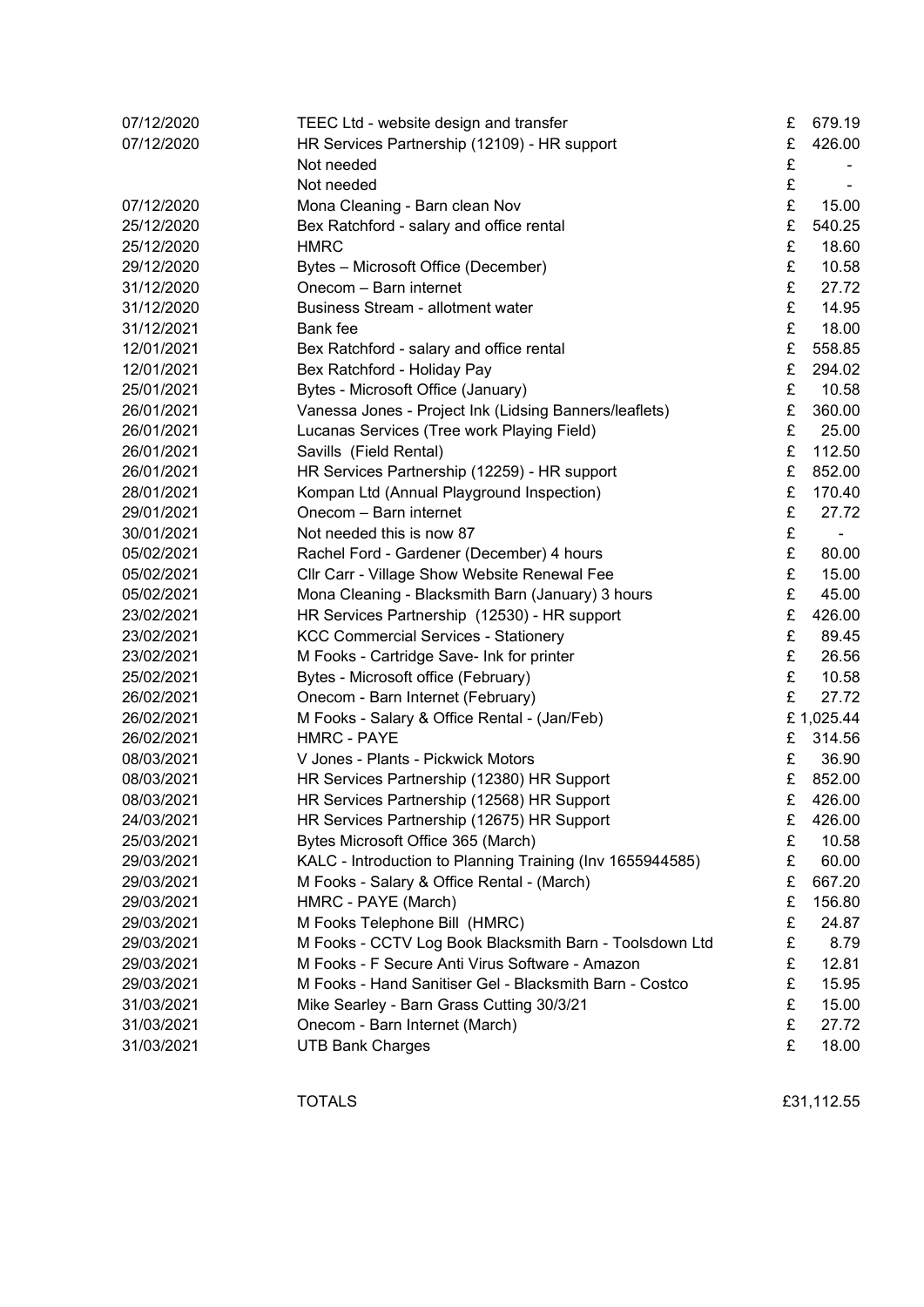| | | | |
|---|---|---|---|
| 07/12/2020 | TEEC Ltd - website design and transfer | £ | 679.19 |
| 07/12/2020 | HR Services Partnership (12109) - HR support | £ | 426.00 |
| | Not needed | £ | - |
| | Not needed | £ | - |
| 07/12/2020 | Mona Cleaning - Barn clean Nov | £ | 15.00 |
| 25/12/2020 | Bex Ratchford - salary and office rental | £ | 540.25 |
| 25/12/2020 | HMRC | £ | 18.60 |
| 29/12/2020 | Bytes – Microsoft Office (December) | £ | 10.58 |
| 31/12/2020 | Onecom – Barn internet | £ | 27.72 |
| 31/12/2020 | Business Stream - allotment water | £ | 14.95 |
| 31/12/2021 | Bank fee | £ | 18.00 |
| 12/01/2021 | Bex Ratchford - salary and office rental | £ | 558.85 |
| 12/01/2021 | Bex Ratchford - Holiday Pay | £ | 294.02 |
| 25/01/2021 | Bytes - Microsoft Office (January) | £ | 10.58 |
| 26/01/2021 | Vanessa Jones - Project Ink (Lidsing Banners/leaflets) | £ | 360.00 |
| 26/01/2021 | Lucanas Services (Tree work Playing Field) | £ | 25.00 |
| 26/01/2021 | Savills (Field Rental) | £ | 112.50 |
| 26/01/2021 | HR Services Partnership (12259) - HR support | £ | 852.00 |
| 28/01/2021 | Kompan Ltd (Annual Playground Inspection) | £ | 170.40 |
| 29/01/2021 | Onecom – Barn internet | £ | 27.72 |
| 30/01/2021 | Not needed this is now 87 | £ | - |
| 05/02/2021 | Rachel Ford - Gardener (December) 4 hours | £ | 80.00 |
| 05/02/2021 | Cllr Carr - Village Show Website Renewal Fee | £ | 15.00 |
| 05/02/2021 | Mona Cleaning - Blacksmith Barn (January) 3 hours | £ | 45.00 |
| 23/02/2021 | HR Services Partnership (12530) - HR support | £ | 426.00 |
| 23/02/2021 | KCC Commercial Services - Stationery | £ | 89.45 |
| 23/02/2021 | M Fooks - Cartridge Save- Ink for printer | £ | 26.56 |
| 25/02/2021 | Bytes - Microsoft office (February) | £ | 10.58 |
| 26/02/2021 | Onecom - Barn Internet (February) | £ | 27.72 |
| 26/02/2021 | M Fooks - Salary & Office Rental - (Jan/Feb) | £ | 1,025.44 |
| 26/02/2021 | HMRC - PAYE | £ | 314.56 |
| 08/03/2021 | V Jones - Plants - Pickwick Motors | £ | 36.90 |
| 08/03/2021 | HR Services Partnership (12380) HR Support | £ | 852.00 |
| 08/03/2021 | HR Services Partnership (12568) HR Support | £ | 426.00 |
| 24/03/2021 | HR Services Partnership (12675) HR Support | £ | 426.00 |
| 25/03/2021 | Bytes Microsoft Office 365 (March) | £ | 10.58 |
| 29/03/2021 | KALC - Introduction to Planning Training (Inv 1655944585) | £ | 60.00 |
| 29/03/2021 | M Fooks - Salary & Office Rental - (March) | £ | 667.20 |
| 29/03/2021 | HMRC - PAYE (March) | £ | 156.80 |
| 29/03/2021 | M Fooks Telephone Bill (HMRC) | £ | 24.87 |
| 29/03/2021 | M Fooks - CCTV Log Book Blacksmith Barn - Toolsdown Ltd | £ | 8.79 |
| 29/03/2021 | M Fooks - F Secure Anti Virus Software - Amazon | £ | 12.81 |
| 29/03/2021 | M Fooks - Hand Sanitiser Gel - Blacksmith Barn - Costco | £ | 15.95 |
| 31/03/2021 | Mike Searley - Barn Grass Cutting 30/3/21 | £ | 15.00 |
| 31/03/2021 | Onecom - Barn Internet (March) | £ | 27.72 |
| 31/03/2021 | UTB Bank Charges | £ | 18.00 |
| | TOTALS | | £31,112.55 |